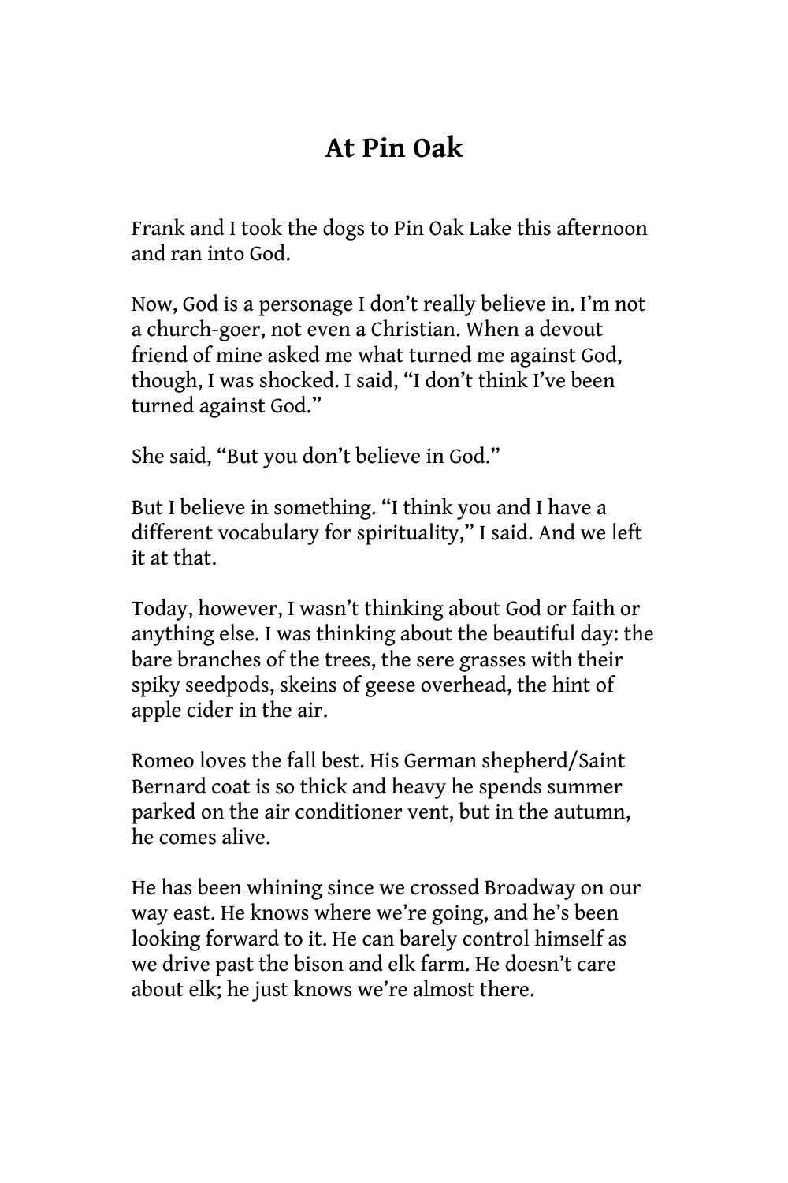# At Pin Oak

Frank and I took the dogs to Pin Oak Lake this afternoon and ran into God.

Now, God is a personage I don't really believe in. I'm not a church-goer, not even a Christian. When a devout friend of mine asked me what turned me against God, though, I was shocked. I said, "I don't think I've been turned against God."

She said, "But you don't believe in God."

But I believe in something. "I think you and I have a different vocabulary for spirituality," I said. And we left it at that.

Today, however, I wasn't thinking about God or faith or anything else. I was thinking about the beautiful day: the bare branches of the trees, the sere grasses with their spiky seedpods, skeins of geese overhead, the hint of apple cider in the air.

Romeo loves the fall best. His German shepherd/Saint Bernard coat is so thick and heavy he spends summer parked on the air conditioner vent, but in the autumn, he comes alive.

He has been whining since we crossed Broadway on our way east. He knows where we're going, and he's been looking forward to it. He can barely control himself as we drive past the bison and elk farm. He doesn't care about elk; he just knows we're almost there.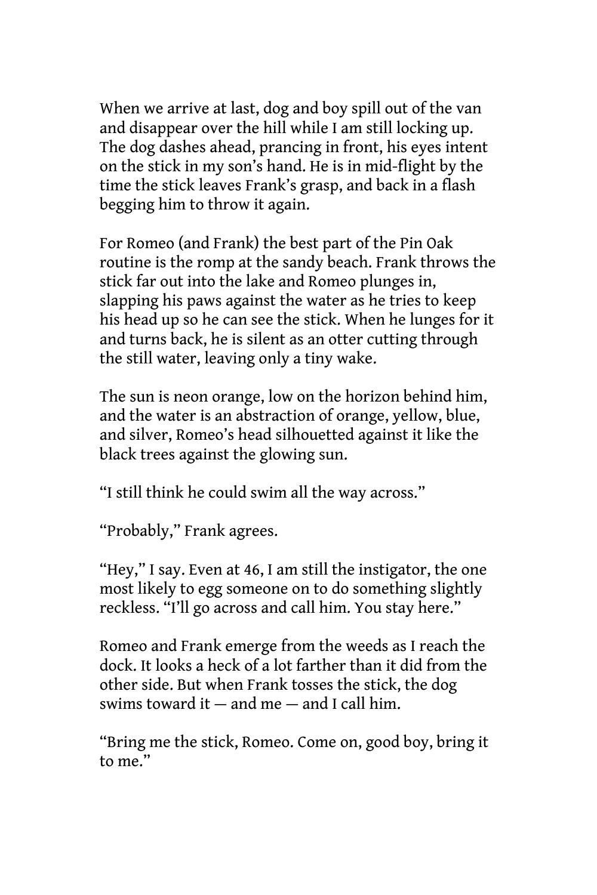When we arrive at last, dog and boy spill out of the van and disappear over the hill while I am still locking up. The dog dashes ahead, prancing in front, his eyes intent on the stick in my son's hand. He is in mid-flight by the time the stick leaves Frank's grasp, and back in a flash begging him to throw it again.

For Romeo (and Frank) the best part of the Pin Oak routine is the romp at the sandy beach. Frank throws the stick far out into the lake and Romeo plunges in, slapping his paws against the water as he tries to keep his head up so he can see the stick. When he lunges for it and turns back, he is silent as an otter cutting through the still water, leaving only a tiny wake.

The sun is neon orange, low on the horizon behind him, and the water is an abstraction of orange, yellow, blue, and silver, Romeo's head silhouetted against it like the black trees against the glowing sun.

"I still think he could swim all the way across."

"Probably," Frank agrees.

"Hey," I say. Even at 46, I am still the instigator, the one most likely to egg someone on to do something slightly reckless. "I'll go across and call him. You stay here."

Romeo and Frank emerge from the weeds as I reach the dock. It looks a heck of a lot farther than it did from the other side. But when Frank tosses the stick, the dog swims toward it — and me — and I call him.

"Bring me the stick, Romeo. Come on, good boy, bring it to me."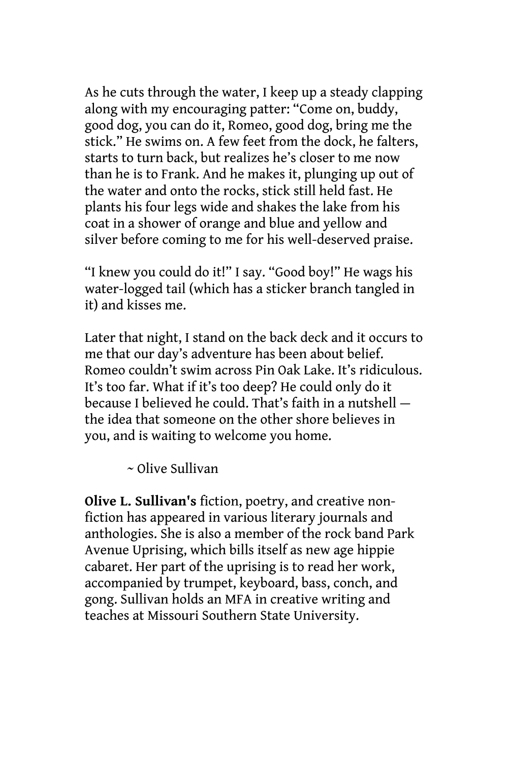As he cuts through the water, I keep up a steady clapping along with my encouraging patter: “Come on, buddy, good dog, you can do it, Romeo, good dog, bring me the stick.” He swims on. A few feet from the dock, he falters, starts to turn back, but realizes he’s closer to me now than he is to Frank. And he makes it, plunging up out of the water and onto the rocks, stick still held fast. He plants his four legs wide and shakes the lake from his coat in a shower of orange and blue and yellow and silver before coming to me for his well-deserved praise.

“I knew you could do it!” I say. “Good boy!” He wags his water-logged tail (which has a sticker branch tangled in it) and kisses me.

Later that night, I stand on the back deck and it occurs to me that our day’s adventure has been about belief. Romeo couldn’t swim across Pin Oak Lake. It’s ridiculous. It’s too far. What if it’s too deep? He could only do it because I believed he could. That’s faith in a nutshell — the idea that someone on the other shore believes in you, and is waiting to welcome you home.

~ Olive Sullivan

**Olive L. Sullivan's** fiction, poetry, and creative non-fiction has appeared in various literary journals and anthologies. She is also a member of the rock band Park Avenue Uprising, which bills itself as new age hippie cabaret. Her part of the uprising is to read her work, accompanied by trumpet, keyboard, bass, conch, and gong. Sullivan holds an MFA in creative writing and teaches at Missouri Southern State University.